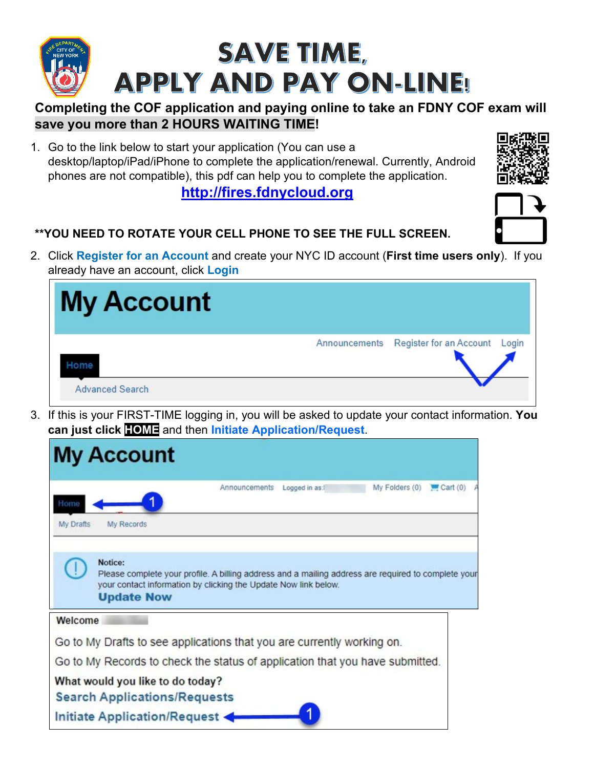# SAVE TIME, APPLY AND PAY ON-LINE!

**Completing the COF application and paying online to take an FDNY COF exam will save you more than 2 HOURS WAITING TIME!**

1. Go to the link below to start your application (You can use a desktop/laptop/iPad/iPhone to complete the application/renewal. Currently, Android phones are not compatible), this pdf can help you to complete the application.

   **http://fires.fdnycloud.org**

**\*\*YOU NEED TO ROTATE YOUR CELL PHONE TO SEE THE FULL SCREEN.**

2. Click **Register for an Account** and create your NYC ID account (**First time users only**). If you already have an account, click **Login**

   My Account

   Announcements   Register for an Account   Login

   Home

   Advanced Search

3. If this is your FIRST-TIME logging in, you will be asked to update your contact information. **You can just click HOME** and then **Initiate Application/Request**.

   My Account

   Announcements   Logged in as:   My Folders (0)   Cart (0)

   Home ← 1

   My Drafts   My Records

   Notice:
   Please complete your profile. A billing address and a mailing address are required to complete your contact information by clicking the Update Now link below.
   Update Now

   Welcome

   Go to My Drafts to see applications that you are currently working on.

   Go to My Records to check the status of application that you have submitted.

   What would you like to do today?

   Search Applications/Requests

   Initiate Application/Request ← 1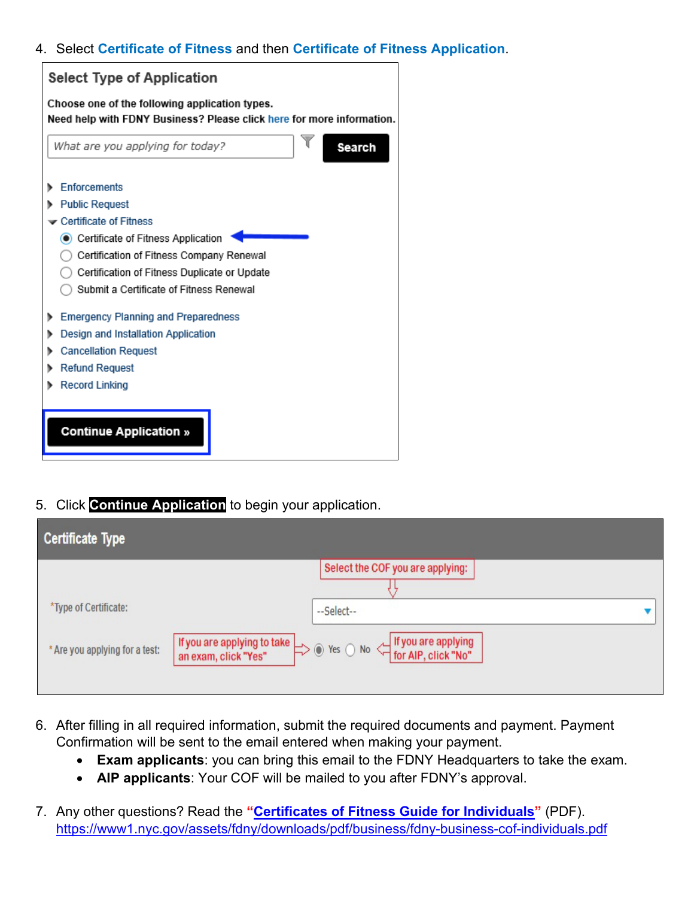4. Select **Certificate of Fitness** and then **Certificate of Fitness Application**.

Select Type of Application

Choose one of the following application types.
Need help with FDNY Business? Please click here for more information.

What are you applying for today? Search

- Enforcements
- Public Request
- Certificate of Fitness
  - Certificate of Fitness Application
  - Certification of Fitness Company Renewal
  - Certification of Fitness Duplicate or Update
  - Submit a Certificate of Fitness Renewal
- Emergency Planning and Preparedness
- Design and Installation Application
- Cancellation Request
- Refund Request
- Record Linking

Continue Application »

5. Click **Continue Application** to begin your application.

Certificate Type

Select the COF you are applying:

*Type of Certificate: --Select--

*Are you applying for a test: If you are applying to take an exam, click "Yes" Yes No If you are applying for AIP, click "No"

6. After filling in all required information, submit the required documents and payment. Payment Confirmation will be sent to the email entered when making your payment.
   - **Exam applicants**: you can bring this email to the FDNY Headquarters to take the exam.
   - **AIP applicants**: Your COF will be mailed to you after FDNY's approval.

7. Any other questions? Read the **"Certificates of Fitness Guide for Individuals"** (PDF).
   https://www1.nyc.gov/assets/fdny/downloads/pdf/business/fdny-business-cof-individuals.pdf